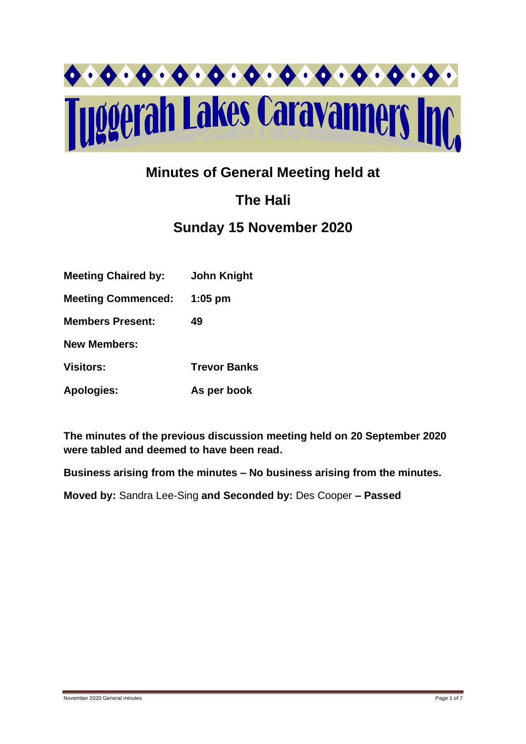# Tuggerah Lakes Caravanners Inc.

## Minutes of General Meeting held at

## The Hali

## Sunday 15 November 2020

**Meeting Chaired by:** **John Knight**

**Meeting Commenced:** **1:05 pm**

**Members Present:** **49**

**New Members:**

**Visitors:** **Trevor Banks**

**Apologies:** **As per book**

**The minutes of the previous discussion meeting held on 20 September 2020 were tabled and deemed to have been read.**

**Business arising from the minutes – No business arising from the minutes.**

**Moved by:** Sandra Lee-Sing **and Seconded by:** Des Cooper **– Passed**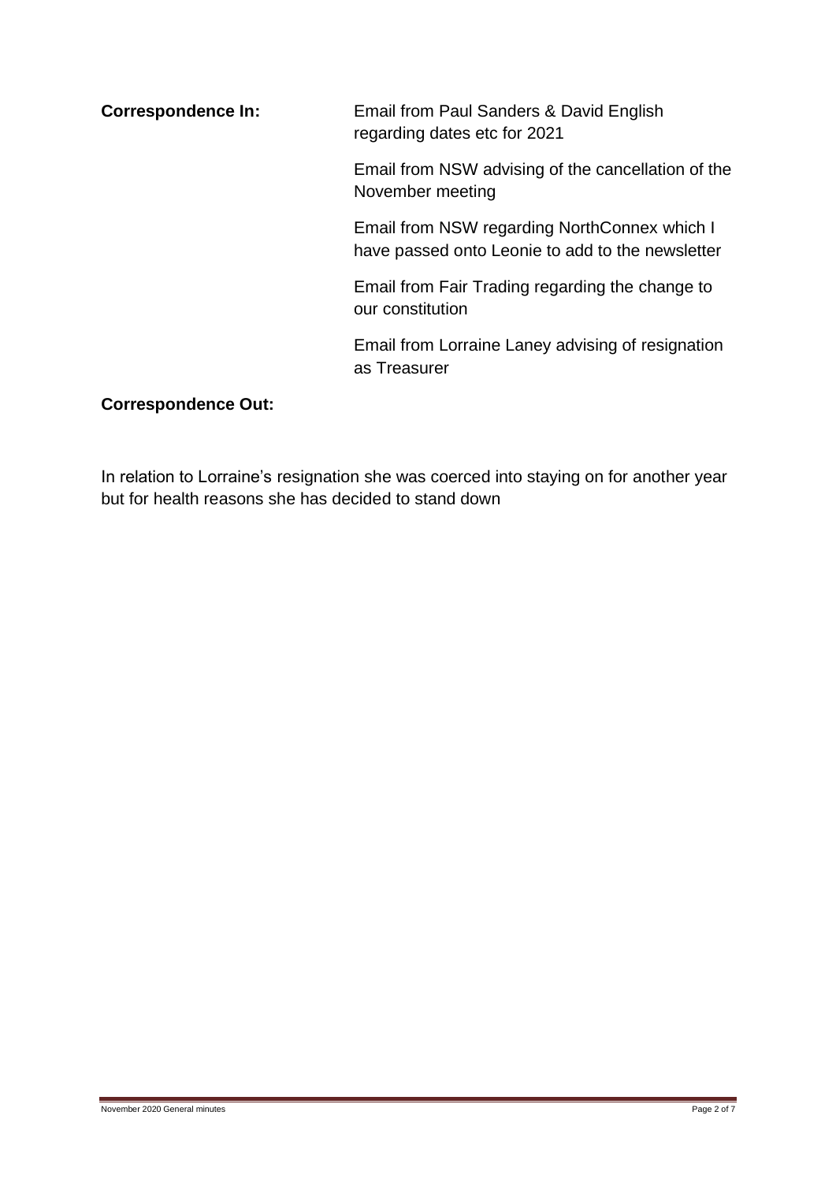**Correspondence In:**

Email from Paul Sanders & David English regarding dates etc for 2021

Email from NSW advising of the cancellation of the November meeting

Email from NSW regarding NorthConnex which I have passed onto Leonie to add to the newsletter

Email from Fair Trading regarding the change to our constitution

Email from Lorraine Laney advising of resignation as Treasurer

**Correspondence Out:**

In relation to Lorraine's resignation she was coerced into staying on for another year but for health reasons she has decided to stand down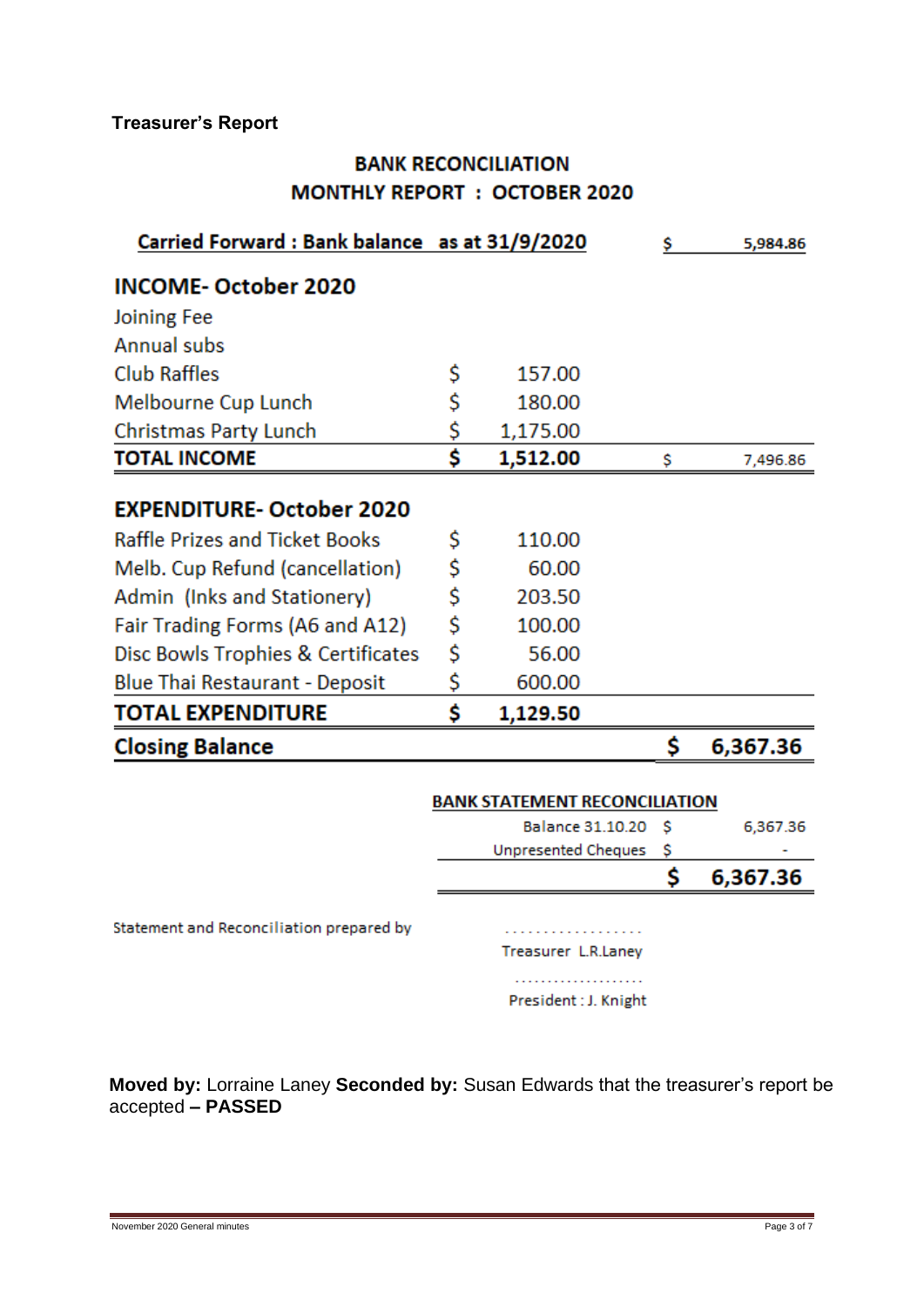**Treasurer's Report**

## BANK RECONCILIATION
## MONTHLY REPORT : OCTOBER 2020

| | | |
|---|---|---|
| **Carried Forward : Bank balance as at 31/9/2020** | | $ 5,984.86 |
| **INCOME- October 2020** | | |
| Joining Fee | | |
| Annual subs | | |
| Club Raffles | $ 157.00 | |
| Melbourne Cup Lunch | $ 180.00 | |
| Christmas Party Lunch | $ 1,175.00 | |
| **TOTAL INCOME** | **$ 1,512.00** | $ 7,496.86 |
| **EXPENDITURE- October 2020** | | |
| Raffle Prizes and Ticket Books | $ 110.00 | |
| Melb. Cup Refund (cancellation) | $ 60.00 | |
| Admin (Inks and Stationery) | $ 203.50 | |
| Fair Trading Forms (A6 and A12) | $ 100.00 | |
| Disc Bowls Trophies & Certificates | $ 56.00 | |
| Blue Thai Restaurant - Deposit | $ 600.00 | |
| **TOTAL EXPENDITURE** | **$ 1,129.50** | |
| **Closing Balance** | | **$ 6,367.36** |

**BANK STATEMENT RECONCILIATION**

| | |
|---|---|
| Balance 31.10.20 | $ 6,367.36 |
| Unpresented Cheques | $ - |
| | **$ 6,367.36** |

Statement and Reconciliation prepared by

...................
Treasurer L.R.Laney

...................
President : J. Knight

**Moved by:** Lorraine Laney **Seconded by:** Susan Edwards that the treasurer's report be accepted **– PASSED**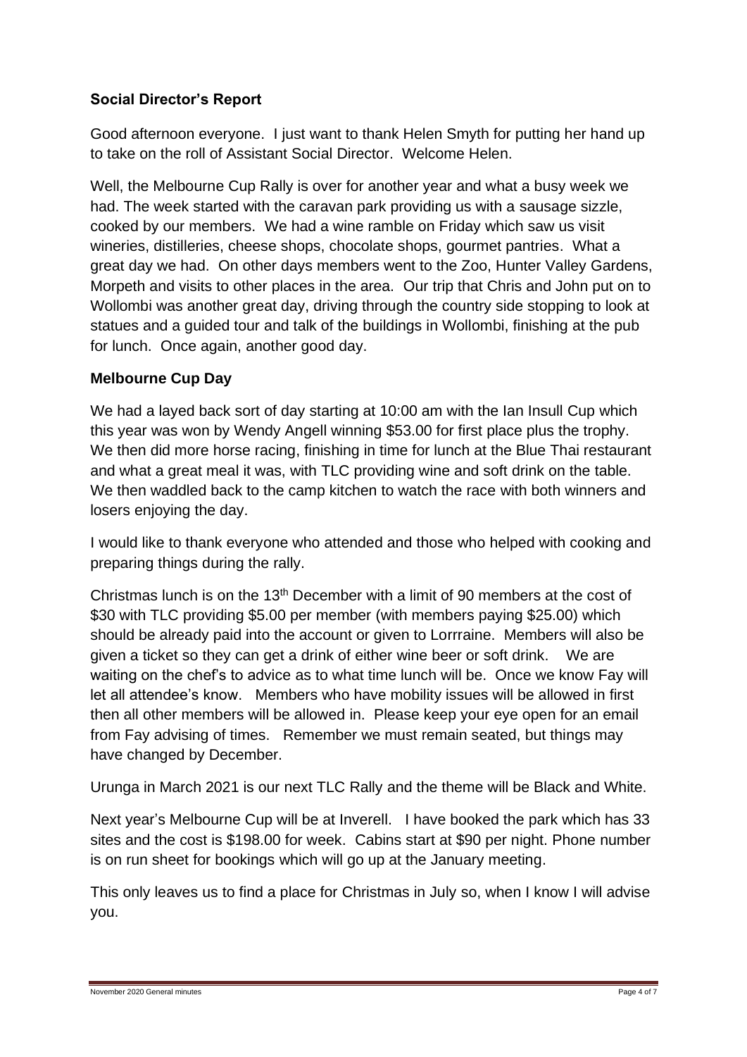### Social Director's Report

Good afternoon everyone. I just want to thank Helen Smyth for putting her hand up to take on the roll of Assistant Social Director. Welcome Helen.

Well, the Melbourne Cup Rally is over for another year and what a busy week we had. The week started with the caravan park providing us with a sausage sizzle, cooked by our members. We had a wine ramble on Friday which saw us visit wineries, distilleries, cheese shops, chocolate shops, gourmet pantries. What a great day we had. On other days members went to the Zoo, Hunter Valley Gardens, Morpeth and visits to other places in the area. Our trip that Chris and John put on to Wollombi was another great day, driving through the country side stopping to look at statues and a guided tour and talk of the buildings in Wollombi, finishing at the pub for lunch. Once again, another good day.

### Melbourne Cup Day

We had a layed back sort of day starting at 10:00 am with the Ian Insull Cup which this year was won by Wendy Angell winning $53.00 for first place plus the trophy. We then did more horse racing, finishing in time for lunch at the Blue Thai restaurant and what a great meal it was, with TLC providing wine and soft drink on the table. We then waddled back to the camp kitchen to watch the race with both winners and losers enjoying the day.

I would like to thank everyone who attended and those who helped with cooking and preparing things during the rally.

Christmas lunch is on the 13th December with a limit of 90 members at the cost of $30 with TLC providing $5.00 per member (with members paying $25.00) which should be already paid into the account or given to Lorrraine. Members will also be given a ticket so they can get a drink of either wine beer or soft drink. We are waiting on the chef's to advice as to what time lunch will be. Once we know Fay will let all attendee's know. Members who have mobility issues will be allowed in first then all other members will be allowed in. Please keep your eye open for an email from Fay advising of times. Remember we must remain seated, but things may have changed by December.

Urunga in March 2021 is our next TLC Rally and the theme will be Black and White.

Next year's Melbourne Cup will be at Inverell. I have booked the park which has 33 sites and the cost is $198.00 for week. Cabins start at $90 per night. Phone number is on run sheet for bookings which will go up at the January meeting.

This only leaves us to find a place for Christmas in July so, when I know I will advise you.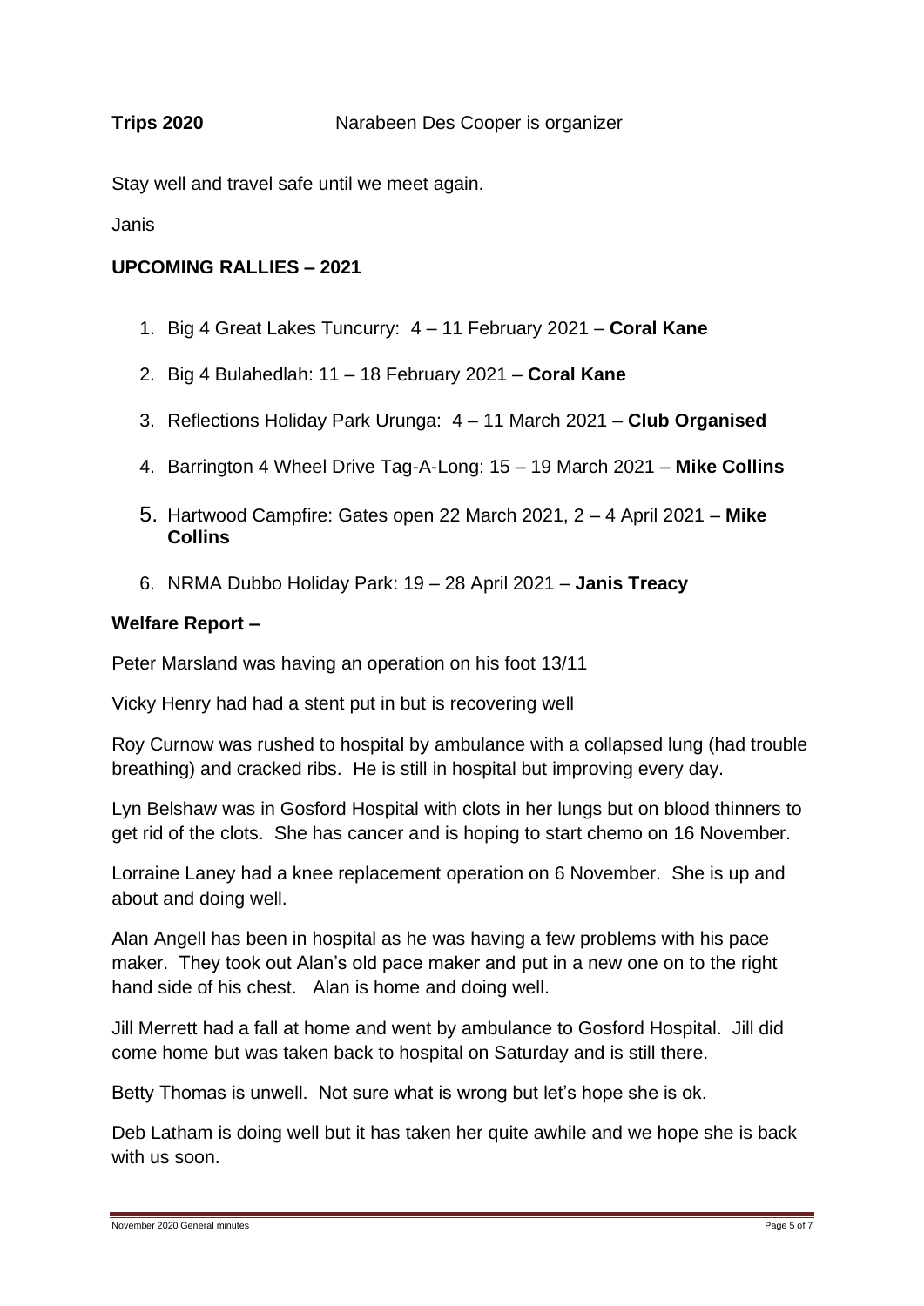**Trips 2020** Narabeen Des Cooper is organizer

Stay well and travel safe until we meet again.

Janis

## UPCOMING RALLIES – 2021

1. Big 4 Great Lakes Tuncurry: 4 – 11 February 2021 – **Coral Kane**
2. Big 4 Bulahedlah: 11 – 18 February 2021 – **Coral Kane**
3. Reflections Holiday Park Urunga: 4 – 11 March 2021 – **Club Organised**
4. Barrington 4 Wheel Drive Tag-A-Long: 15 – 19 March 2021 – **Mike Collins**
5. Hartwood Campfire: Gates open 22 March 2021, 2 – 4 April 2021 – **Mike Collins**
6. NRMA Dubbo Holiday Park: 19 – 28 April 2021 – **Janis Treacy**

## Welfare Report –

Peter Marsland was having an operation on his foot 13/11

Vicky Henry had had a stent put in but is recovering well

Roy Curnow was rushed to hospital by ambulance with a collapsed lung (had trouble breathing) and cracked ribs. He is still in hospital but improving every day.

Lyn Belshaw was in Gosford Hospital with clots in her lungs but on blood thinners to get rid of the clots. She has cancer and is hoping to start chemo on 16 November.

Lorraine Laney had a knee replacement operation on 6 November. She is up and about and doing well.

Alan Angell has been in hospital as he was having a few problems with his pace maker. They took out Alan's old pace maker and put in a new one on to the right hand side of his chest. Alan is home and doing well.

Jill Merrett had a fall at home and went by ambulance to Gosford Hospital. Jill did come home but was taken back to hospital on Saturday and is still there.

Betty Thomas is unwell. Not sure what is wrong but let's hope she is ok.

Deb Latham is doing well but it has taken her quite awhile and we hope she is back with us soon.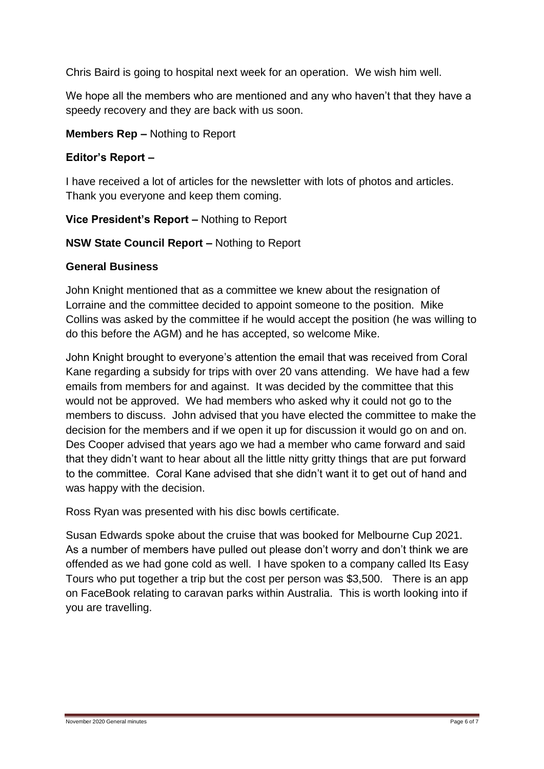Chris Baird is going to hospital next week for an operation. We wish him well.

We hope all the members who are mentioned and any who haven't that they have a speedy recovery and they are back with us soon.

**Members Rep –** Nothing to Report

**Editor's Report –**

I have received a lot of articles for the newsletter with lots of photos and articles. Thank you everyone and keep them coming.

**Vice President's Report –** Nothing to Report

**NSW State Council Report –** Nothing to Report

**General Business**

John Knight mentioned that as a committee we knew about the resignation of Lorraine and the committee decided to appoint someone to the position. Mike Collins was asked by the committee if he would accept the position (he was willing to do this before the AGM) and he has accepted, so welcome Mike.

John Knight brought to everyone's attention the email that was received from Coral Kane regarding a subsidy for trips with over 20 vans attending. We have had a few emails from members for and against. It was decided by the committee that this would not be approved. We had members who asked why it could not go to the members to discuss. John advised that you have elected the committee to make the decision for the members and if we open it up for discussion it would go on and on. Des Cooper advised that years ago we had a member who came forward and said that they didn't want to hear about all the little nitty gritty things that are put forward to the committee. Coral Kane advised that she didn't want it to get out of hand and was happy with the decision.

Ross Ryan was presented with his disc bowls certificate.

Susan Edwards spoke about the cruise that was booked for Melbourne Cup 2021. As a number of members have pulled out please don't worry and don't think we are offended as we had gone cold as well. I have spoken to a company called Its Easy Tours who put together a trip but the cost per person was $3,500. There is an app on FaceBook relating to caravan parks within Australia. This is worth looking into if you are travelling.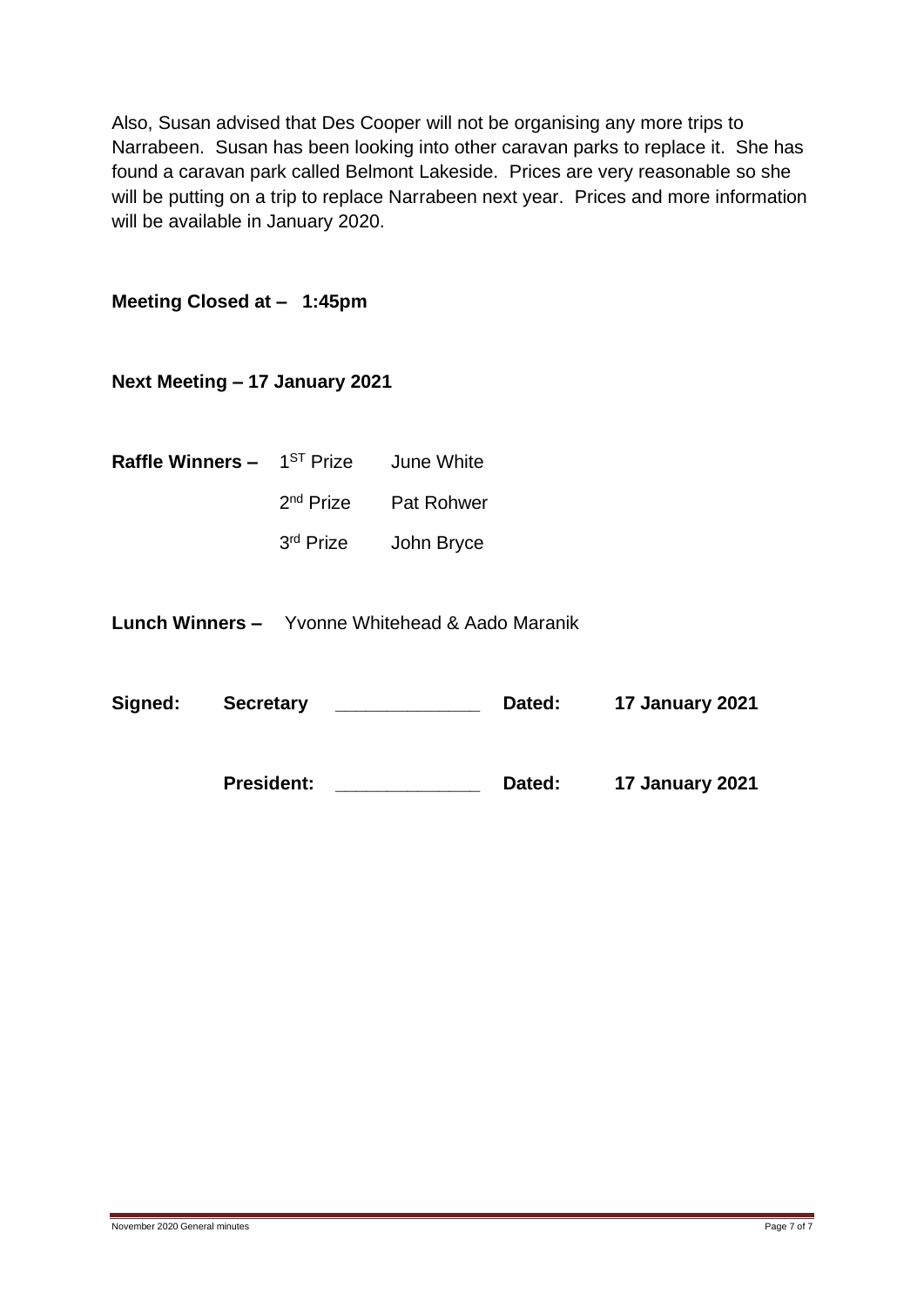Also, Susan advised that Des Cooper will not be organising any more trips to Narrabeen. Susan has been looking into other caravan parks to replace it. She has found a caravan park called Belmont Lakeside. Prices are very reasonable so she will be putting on a trip to replace Narrabeen next year. Prices and more information will be available in January 2020.

**Meeting Closed at – 1:45pm**

**Next Meeting – 17 January 2021**

| | | |
|---|---|---|
| **Raffle Winners –** | 1ST Prize | June White |
| | 2nd Prize | Pat Rohwer |
| | 3rd Prize | John Bryce |

**Lunch Winners –** Yvonne Whitehead & Aado Maranik

| | | | | |
|---|---|---|---|---|
| **Signed:** | **Secretary** | _____________ | **Dated:** | **17 January 2021** |
| | **President:** | _____________ | **Dated:** | **17 January 2021** |